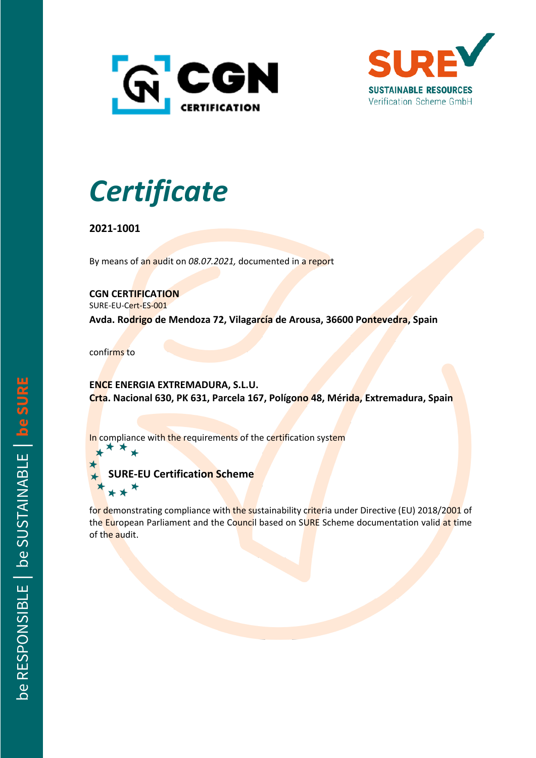CGN CERTIFICATION

SURE SUSTAINABLE RESOURCES Verification Scheme GmbH

# *Certificate*

**2021-1001**

By means of an audit on *08.07.2021,* documented in a report

**CGN CERTIFICATION**
SURE-EU-Cert-ES-001
**Avda. Rodrigo de Mendoza 72, Vilagarcía de Arousa, 36600 Pontevedra, Spain**

confirms to

**ENCE ENERGIA EXTREMADURA, S.L.U.**
**Crta. Nacional 630, PK 631, Parcela 167, Polígono 48, Mérida, Extremadura, Spain**

In compliance with the requirements of the certification system

**SURE-EU Certification Scheme**

for demonstrating compliance with the sustainability criteria under Directive (EU) 2018/2001 of the European Parliament and the Council based on SURE Scheme documentation valid at time of the audit.

be RESPONSIBLE | be SUSTAINABLE | be SURE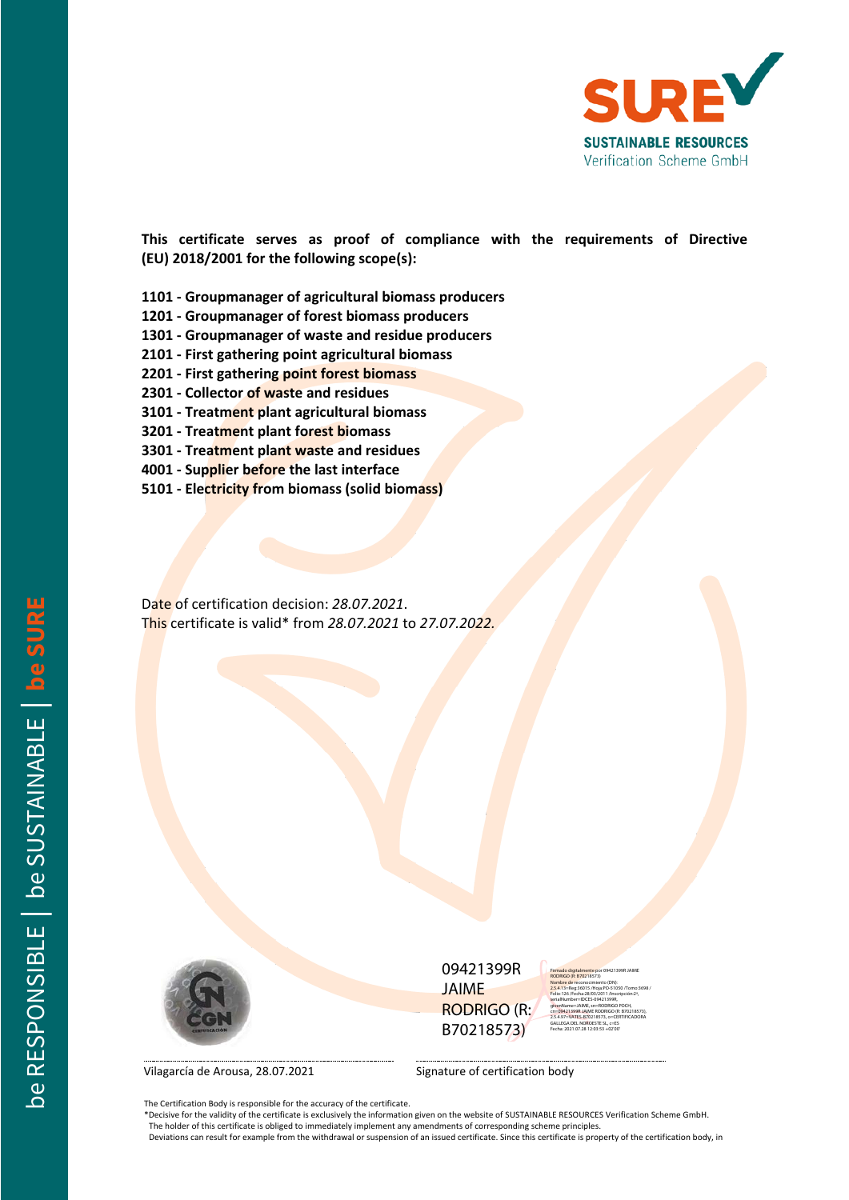SURE
SUSTAINABLE RESOURCES
Verification Scheme GmbH

**This certificate serves as proof of compliance with the requirements of Directive (EU) 2018/2001 for the following scope(s):**

**1101 - Groupmanager of agricultural biomass producers**
**1201 - Groupmanager of forest biomass producers**
**1301 - Groupmanager of waste and residue producers**
**2101 - First gathering point agricultural biomass**
**2201 - First gathering point forest biomass**
**2301 - Collector of waste and residues**
**3101 - Treatment plant agricultural biomass**
**3201 - Treatment plant forest biomass**
**3301 - Treatment plant waste and residues**
**4001 - Supplier before the last interface**
**5101 - Electricity from biomass (solid biomass)**

Date of certification decision: *28.07.2021*.
This certificate is valid* from *28.07.2021* to *27.07.2022*.

CGN CERTIFICACIÓN

09421399R JAIME RODRIGO (R: B70218573)

Firmado digitalmente por 09421399R JAIME RODRIGO (R: B70218573)
Nombre de reconocimiento (DN): 2.5.4.13=Reg:36015 /Hoja:PO-51050 /Tomo:3698 /Folio:126 /Fecha:28/03/2011 /Inscripción:2ª, serialNumber=IDCES-09421399R, givenName=JAIME, sn=RODRIGO POCH, cn=09421399R JAIME RODRIGO (R: B70218573), 2.5.4.97=VATES-B70218573, o=CERTIFICADORA GALLEGA DEL NOROESTE SL, c=ES
Fecha: 2021.07.28 12:03:53 +02'00'

Vilagarcía de Arousa, 28.07.2021

Signature of certification body

The Certification Body is responsible for the accuracy of the certificate.
*Decisive for the validity of the certificate is exclusively the information given on the website of SUSTAINABLE RESOURCES Verification Scheme GmbH.
The holder of this certificate is obliged to immediately implement any amendments of corresponding scheme principles.
Deviations can result for example from the withdrawal or suspension of an issued certificate. Since this certificate is property of the certification body, in

be RESPONSIBLE | be SUSTAINABLE | be SURE